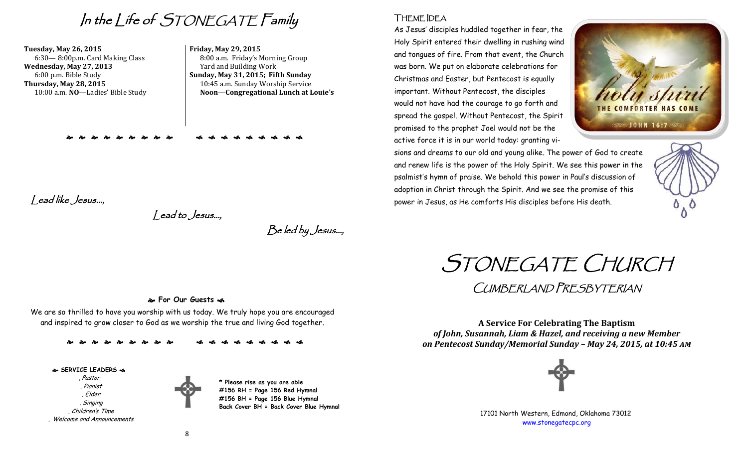# In the Life of STONEGATE Family

**Tuesday, May 26, 2015**
6:30— 8:00p.m. Card Making Class

**Wednesday, May 27, 2013**
6:00 p.m. Bible Study

**Thursday, May 28, 2015**
10:00 a.m. **NO**—Ladies' Bible Study

**Friday, May 29, 2015**
8:00 a.m. Friday's Morning Group
Yard and Building Work

**Sunday, May 31, 2015; Fifth Sunday**
10:45 a.m. Sunday Worship Service
**Noon—Congregational Lunch at Louie's**

*Lead like Jesus...,*

*Lead to Jesus...,*

*Be led by Jesus...,*

**For Our Guests**

We are so thrilled to have you worship with us today. We truly hope you are encouraged and inspired to grow closer to God as we worship the true and living God together.

**SERVICE LEADERS**

*, Pastor*
*, Pianist*
*, Elder*
*, Singing*
*, Children's Time*
*, Welcome and Announcements*

**\* Please rise as you are able**
**#156 RH = Page 156 Red Hymnal**
**#156 BH = Page 156 Blue Hymnal**
**Back Cover BH = Back Cover Blue Hymnal**

## Theme Idea

As Jesus' disciples huddled together in fear, the Holy Spirit entered their dwelling in rushing wind and tongues of fire. From that event, the Church was born. We put on elaborate celebrations for Christmas and Easter, but Pentecost is equally important. Without Pentecost, the disciples would not have had the courage to go forth and spread the gospel. Without Pentecost, the Spirit promised to the prophet Joel would not be the active force it is in our world today: granting visions and dreams to our old and young alike. The power of God to create and renew life is the power of the Holy Spirit. We see this power in the psalmist's hymn of praise. We behold this power in Paul's discussion of adoption in Christ through the Spirit. And we see the promise of this power in Jesus, as He comforts His disciples before His death.

# STONEGATE CHURCH

## CUMBERLAND PRESBYTERIAN

**A Service For Celebrating The Baptism**
***of John, Susannah, Liam & Hazel, and receiving a new Member***
***on Pentecost Sunday/Memorial Sunday – May 24, 2015, at 10:45 AM***

17101 North Western, Edmond, Oklahoma 73012
www.stonegatecpc.org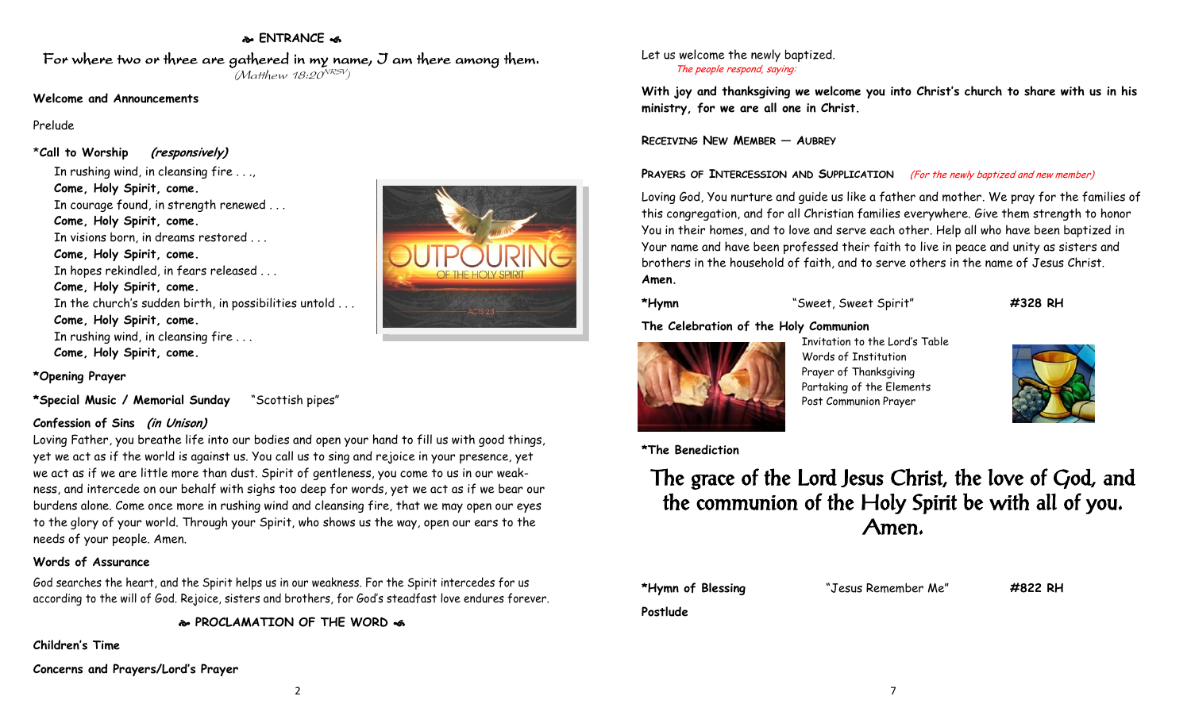## ❧ ENTRANCE ☙

For where two or three are gathered in my name, I am there among them.
*(Matthew 18:20 NRSV)*

**Welcome and Announcements**

Prelude

***Call to Worship** ***(responsively)***

In rushing wind, in cleansing fire . . .,
**Come, Holy Spirit, come.**
In courage found, in strength renewed . . .
**Come, Holy Spirit, come.**
In visions born, in dreams restored . . .
**Come, Holy Spirit, come.**
In hopes rekindled, in fears released . . .
**Come, Holy Spirit, come.**
In the church's sudden birth, in possibilities untold . . .
**Come, Holy Spirit, come.**
In rushing wind, in cleansing fire . . .
**Come, Holy Spirit, come.**

***Opening Prayer**

***Special Music / Memorial Sunday** "Scottish pipes"

**Confession of Sins** ***(in Unison)***

Loving Father, you breathe life into our bodies and open your hand to fill us with good things, yet we act as if the world is against us. You call us to sing and rejoice in your presence, yet we act as if we are little more than dust. Spirit of gentleness, you come to us in our weakness, and intercede on our behalf with sighs too deep for words, yet we act as if we bear our burdens alone. Come once more in rushing wind and cleansing fire, that we may open our eyes to the glory of your world. Through your Spirit, who shows us the way, open our ears to the needs of your people. Amen.

**Words of Assurance**

God searches the heart, and the Spirit helps us in our weakness. For the Spirit intercedes for us according to the will of God. Rejoice, sisters and brothers, for God's steadfast love endures forever.

## ❧ PROCLAMATION OF THE WORD ☙

**Children's Time**

**Concerns and Prayers/Lord's Prayer**

Let us welcome the newly baptized.
*The people respond, saying:*

**With joy and thanksgiving we welcome you into Christ's church to share with us in his ministry, for we are all one in Christ.**

**RECEIVING NEW MEMBER — AUBREY**

**PRAYERS OF INTERCESSION AND SUPPLICATION** *(For the newly baptized and new member)*

Loving God, You nurture and guide us like a father and mother. We pray for the families of this congregation, and for all Christian families everywhere. Give them strength to honor You in their homes, and to love and serve each other. Help all who have been baptized in Your name and have professed their faith to live in peace and unity as sisters and brothers in the household of faith, and to serve others in the name of Jesus Christ.
**Amen.**

***Hymn** "Sweet, Sweet Spirit" **#328 RH**

**The Celebration of the Holy Communion**

Invitation to the Lord's Table
Words of Institution
Prayer of Thanksgiving
Partaking of the Elements
Post Communion Prayer

***The Benediction**

The grace of the Lord Jesus Christ, the love of God, and the communion of the Holy Spirit be with all of you. Amen.

***Hymn of Blessing** "Jesus Remember Me" **#822 RH**

**Postlude**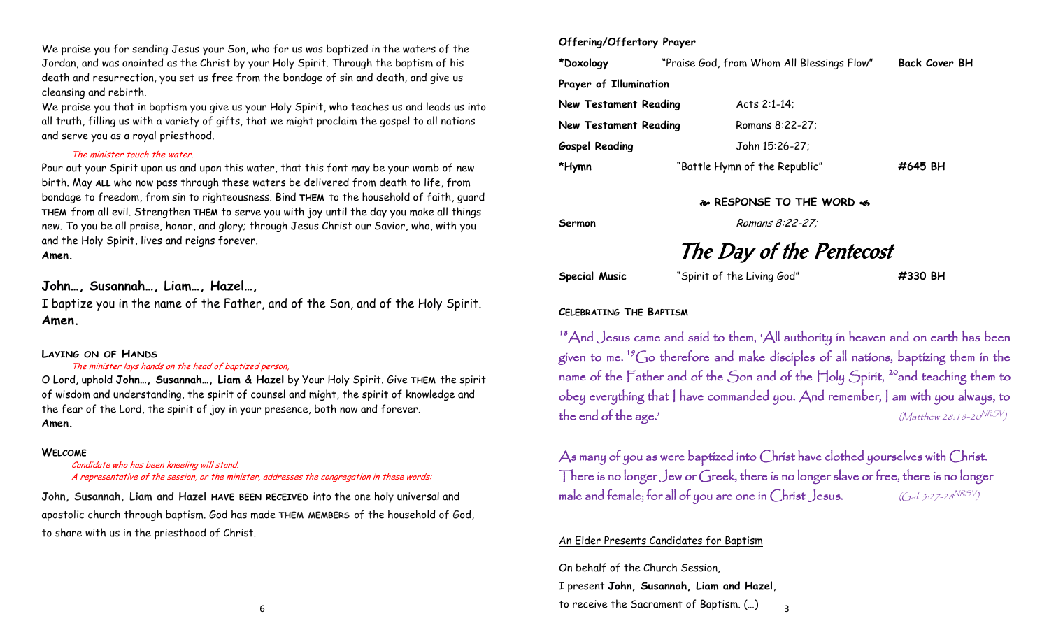We praise you for sending Jesus your Son, who for us was baptized in the waters of the Jordan, and was anointed as the Christ by your Holy Spirit. Through the baptism of his death and resurrection, you set us free from the bondage of sin and death, and give us cleansing and rebirth.
We praise you that in baptism you give us your Holy Spirit, who teaches us and leads us into all truth, filling us with a variety of gifts, that we might proclaim the gospel to all nations and serve you as a royal priesthood.

*The minister touch the water.*

Pour out your Spirit upon us and upon this water, that this font may be your womb of new birth. May **ALL** who now pass through these waters be delivered from death to life, from bondage to freedom, from sin to righteousness. Bind **THEM** to the household of faith, guard **THEM** from all evil. Strengthen **THEM** to serve you with joy until the day you make all things new. To you be all praise, honor, and glory; through Jesus Christ our Savior, who, with you and the Holy Spirit, lives and reigns forever.
**Amen.**

**John…, Susannah…, Liam…, Hazel…,**
I baptize you in the name of the Father, and of the Son, and of the Holy Spirit.
**Amen.**

**LAYING ON OF HANDS**

*The minister lays hands on the head of baptized person,*

O Lord, uphold **John…, Susannah…, Liam & Hazel** by Your Holy Spirit. Give **THEM** the spirit of wisdom and understanding, the spirit of counsel and might, the spirit of knowledge and the fear of the Lord, the spirit of joy in your presence, both now and forever.
**Amen.**

**WELCOME**

*Candidate who has been kneeling will stand.*
*A representative of the session, or the minister, addresses the congregation in these words:*

**John, Susannah, Liam and Hazel HAVE BEEN RECEIVED** into the one holy universal and apostolic church through baptism. God has made **THEM MEMBERS** of the household of God, to share with us in the priesthood of Christ.

**Offering/Offertory Prayer**

| | | | |
|---|---|---|---|
| ***Doxology** | "Praise God, from Whom All Blessings Flow" | **Back Cover BH** |
| **Prayer of Illumination** | | |
| **New Testament Reading** | Acts 2:1-14; | |
| **New Testament Reading** | Romans 8:22-27; | |
| **Gospel Reading** | John 15:26-27; | |
| ***Hymn** | "Battle Hymn of the Republic" | **#645 BH** |

**☙ RESPONSE TO THE WORD ❧**

**Sermon** *Romans 8:22-27;*

# *The Day of the Pentecost*

**Special Music** "Spirit of the Living God" **#330 BH**

**CELEBRATING THE BAPTISM**

[18]And Jesus came and said to them, 'All authority in heaven and on earth has been given to me. [19]Go therefore and make disciples of all nations, baptizing them in the name of the Father and of the Son and of the Holy Spirit, [20]and teaching them to obey everything that I have commanded you. And remember, I am with you always, to the end of the age.' *(Matthew 28:18-20[NRSV])*

As many of you as were baptized into Christ have clothed yourselves with Christ. There is no longer Jew or Greek, there is no longer slave or free, there is no longer male and female; for all of you are one in Christ Jesus. *(Gal. 3:27-28[NRSV])*

An Elder Presents Candidates for Baptism

On behalf of the Church Session,
I present **John, Susannah, Liam and Hazel**,
to receive the Sacrament of Baptism. (…)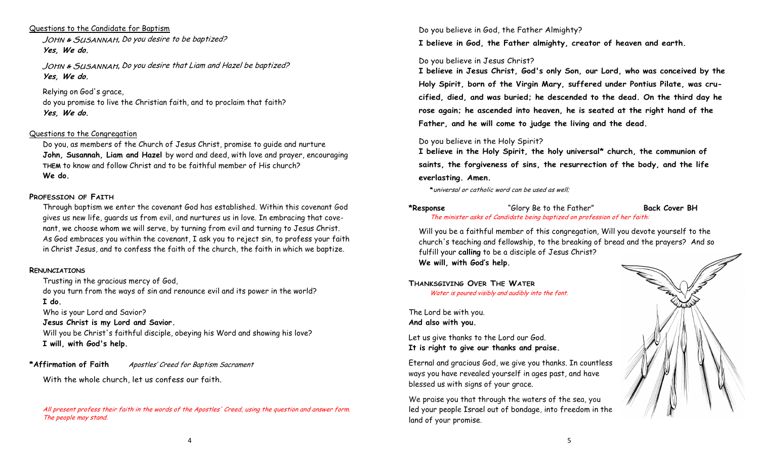Questions to the Candidate for Baptism

*JOHN & SUSANNAH, Do you desire to be baptized?*
***Yes, We do.***

*JOHN & SUSANNAH, Do you desire that Liam and Hazel be baptized?*
***Yes, We do.***

Relying on God's grace,
do you promise to live the Christian faith, and to proclaim that faith?
***Yes, We do.***

Questions to the Congregation

Do you, as members of the Church of Jesus Christ, promise to guide and nurture **John, Susannah, Liam and Hazel** by word and deed, with love and prayer, encouraging **THEM** to know and follow Christ and to be faithful member of His church?
**We do.**

**PROFESSION OF FAITH**

Through baptism we enter the covenant God has established. Within this covenant God gives us new life, guards us from evil, and nurtures us in love. In embracing that covenant, we choose whom we will serve, by turning from evil and turning to Jesus Christ. As God embraces you within the covenant, I ask you to reject sin, to profess your faith in Christ Jesus, and to confess the faith of the church, the faith in which we baptize.

**RENUNCIATIONS**

Trusting in the gracious mercy of God,
do you turn from the ways of sin and renounce evil and its power in the world?
**I do.**
Who is your Lord and Savior?
**Jesus Christ is my Lord and Savior.**
Will you be Christ's faithful disciple, obeying his Word and showing his love?
**I will, with God's help.**

**\*Affirmation of Faith** *Apostles' Creed for Baptism Sacrament*

With the whole church, let us confess our faith.

*All present profess their faith in the words of the Apostles' Creed, using the question and answer form. The people may stand.*

Do you believe in God, the Father Almighty?
**I believe in God, the Father almighty, creator of heaven and earth.**

Do you believe in Jesus Christ?
**I believe in Jesus Christ, God's only Son, our Lord, who was conceived by the Holy Spirit, born of the Virgin Mary, suffered under Pontius Pilate, was crucified, died, and was buried; he descended to the dead. On the third day he rose again; he ascended into heaven, he is seated at the right hand of the Father, and he will come to judge the living and the dead.**

Do you believe in the Holy Spirit?
**I believe in the Holy Spirit, the holy universal\* church, the communion of saints, the forgiveness of sins, the resurrection of the body, and the life everlasting. Amen.**

*\*universal or catholic word can be used as well;*

**\*Response** "Glory Be to the Father" **Back Cover BH**

*The minister asks of Candidate being baptized on profession of her faith:*

Will you be a faithful member of this congregation, Will you devote yourself to the church's teaching and fellowship, to the breaking of bread and the prayers? And so fulfill your **calling** to be a disciple of Jesus Christ?
**We will, with God's help.**

**THANKSGIVING OVER THE WATER**

*Water is poured visibly and audibly into the font.*

The Lord be with you.
**And also with you.**

Let us give thanks to the Lord our God.
**It is right to give our thanks and praise.**

Eternal and gracious God, we give you thanks. In countless ways you have revealed yourself in ages past, and have blessed us with signs of your grace.

We praise you that through the waters of the sea, you led your people Israel out of bondage, into freedom in the land of your promise.